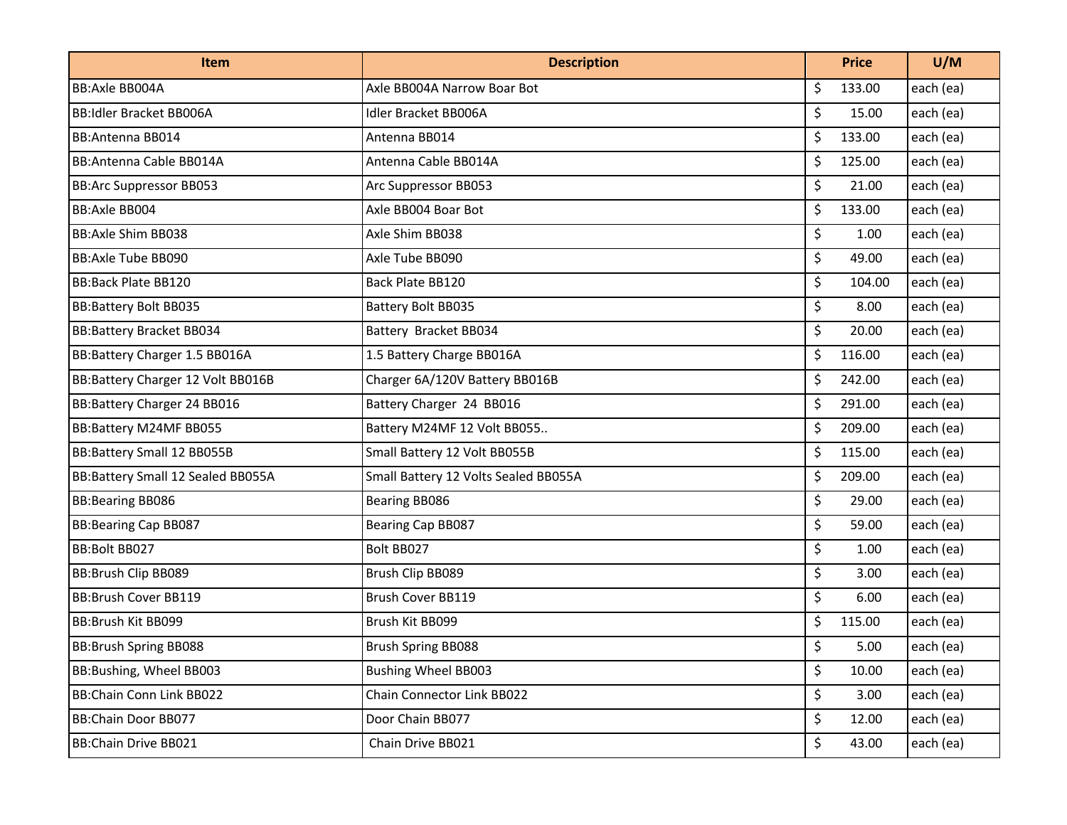| Item | Description | Price | U/M |
|---|---|---|---|
| BB:Axle BB004A | Axle BB004A Narrow Boar Bot | $ 133.00 | each (ea) |
| BB:Idler Bracket BB006A | Idler Bracket BB006A | $ 15.00 | each (ea) |
| BB:Antenna BB014 | Antenna BB014 | $ 133.00 | each (ea) |
| BB:Antenna Cable BB014A | Antenna Cable BB014A | $ 125.00 | each (ea) |
| BB:Arc Suppressor BB053 | Arc Suppressor BB053 | $ 21.00 | each (ea) |
| BB:Axle BB004 | Axle BB004 Boar Bot | $ 133.00 | each (ea) |
| BB:Axle Shim BB038 | Axle Shim BB038 | $ 1.00 | each (ea) |
| BB:Axle Tube BB090 | Axle Tube BB090 | $ 49.00 | each (ea) |
| BB:Back Plate BB120 | Back Plate BB120 | $ 104.00 | each (ea) |
| BB:Battery Bolt BB035 | Battery Bolt BB035 | $ 8.00 | each (ea) |
| BB:Battery Bracket BB034 | Battery Bracket BB034 | $ 20.00 | each (ea) |
| BB:Battery Charger 1.5 BB016A | 1.5 Battery Charge BB016A | $ 116.00 | each (ea) |
| BB:Battery Charger 12 Volt BB016B | Charger 6A/120V Battery BB016B | $ 242.00 | each (ea) |
| BB:Battery Charger 24 BB016 | Battery Charger 24 BB016 | $ 291.00 | each (ea) |
| BB:Battery M24MF BB055 | Battery M24MF 12 Volt BB055.. | $ 209.00 | each (ea) |
| BB:Battery Small 12 BB055B | Small Battery 12 Volt BB055B | $ 115.00 | each (ea) |
| BB:Battery Small 12 Sealed BB055A | Small Battery 12 Volts Sealed BB055A | $ 209.00 | each (ea) |
| BB:Bearing BB086 | Bearing BB086 | $ 29.00 | each (ea) |
| BB:Bearing Cap BB087 | Bearing Cap BB087 | $ 59.00 | each (ea) |
| BB:Bolt BB027 | Bolt BB027 | $ 1.00 | each (ea) |
| BB:Brush Clip BB089 | Brush Clip BB089 | $ 3.00 | each (ea) |
| BB:Brush Cover BB119 | Brush Cover BB119 | $ 6.00 | each (ea) |
| BB:Brush Kit BB099 | Brush Kit BB099 | $ 115.00 | each (ea) |
| BB:Brush Spring BB088 | Brush Spring BB088 | $ 5.00 | each (ea) |
| BB:Bushing, Wheel BB003 | Bushing Wheel BB003 | $ 10.00 | each (ea) |
| BB:Chain Conn Link BB022 | Chain Connector Link BB022 | $ 3.00 | each (ea) |
| BB:Chain Door BB077 | Door Chain BB077 | $ 12.00 | each (ea) |
| BB:Chain Drive BB021 | Chain Drive BB021 | $ 43.00 | each (ea) |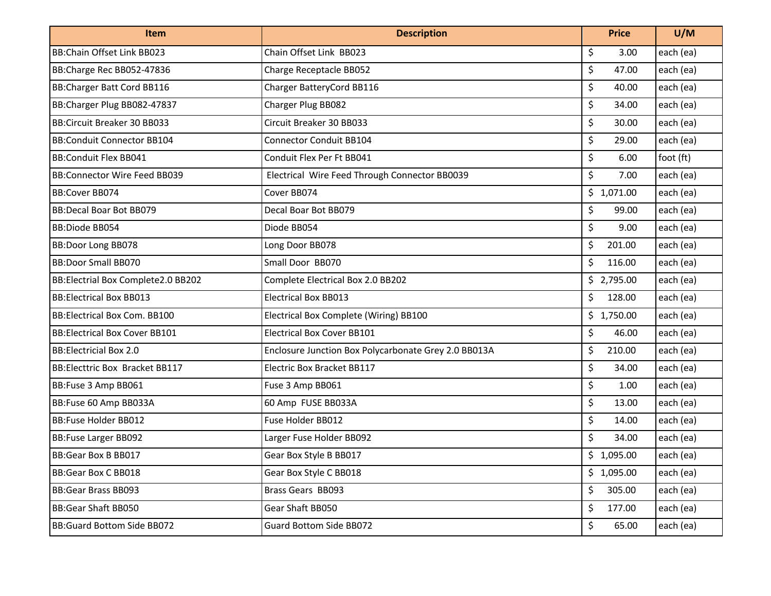| Item | Description | Price | U/M |
|---|---|---|---|
| BB:Chain Offset Link BB023 | Chain Offset Link BB023 | $ 3.00 | each (ea) |
| BB:Charge Rec BB052-47836 | Charge Receptacle BB052 | $ 47.00 | each (ea) |
| BB:Charger Batt Cord BB116 | Charger BatteryCord BB116 | $ 40.00 | each (ea) |
| BB:Charger Plug BB082-47837 | Charger Plug BB082 | $ 34.00 | each (ea) |
| BB:Circuit Breaker 30 BB033 | Circuit Breaker 30 BB033 | $ 30.00 | each (ea) |
| BB:Conduit Connector BB104 | Connector Conduit BB104 | $ 29.00 | each (ea) |
| BB:Conduit Flex BB041 | Conduit Flex Per Ft BB041 | $ 6.00 | foot (ft) |
| BB:Connector Wire Feed BB039 | Electrical Wire Feed Through Connector BB0039 | $ 7.00 | each (ea) |
| BB:Cover BB074 | Cover BB074 | $ 1,071.00 | each (ea) |
| BB:Decal Boar Bot BB079 | Decal Boar Bot BB079 | $ 99.00 | each (ea) |
| BB:Diode BB054 | Diode BB054 | $ 9.00 | each (ea) |
| BB:Door Long BB078 | Long Door BB078 | $ 201.00 | each (ea) |
| BB:Door Small BB070 | Small Door BB070 | $ 116.00 | each (ea) |
| BB:Electrial Box Complete2.0 BB202 | Complete Electrical Box 2.0 BB202 | $ 2,795.00 | each (ea) |
| BB:Electrical Box BB013 | Electrical Box BB013 | $ 128.00 | each (ea) |
| BB:Electrical Box Com. BB100 | Electrical Box Complete (Wiring) BB100 | $ 1,750.00 | each (ea) |
| BB:Electrical Box Cover BB101 | Electrical Box Cover BB101 | $ 46.00 | each (ea) |
| BB:Electricial Box 2.0 | Enclosure Junction Box Polycarbonate Grey 2.0 BB013A | $ 210.00 | each (ea) |
| BB:Electtric Box Bracket BB117 | Electric Box Bracket BB117 | $ 34.00 | each (ea) |
| BB:Fuse 3 Amp BB061 | Fuse 3 Amp BB061 | $ 1.00 | each (ea) |
| BB:Fuse 60 Amp BB033A | 60 Amp FUSE BB033A | $ 13.00 | each (ea) |
| BB:Fuse Holder BB012 | Fuse Holder BB012 | $ 14.00 | each (ea) |
| BB:Fuse Larger BB092 | Larger Fuse Holder BB092 | $ 34.00 | each (ea) |
| BB:Gear Box B BB017 | Gear Box Style B BB017 | $ 1,095.00 | each (ea) |
| BB:Gear Box C BB018 | Gear Box Style C BB018 | $ 1,095.00 | each (ea) |
| BB:Gear Brass BB093 | Brass Gears BB093 | $ 305.00 | each (ea) |
| BB:Gear Shaft BB050 | Gear Shaft BB050 | $ 177.00 | each (ea) |
| BB:Guard Bottom Side BB072 | Guard Bottom Side BB072 | $ 65.00 | each (ea) |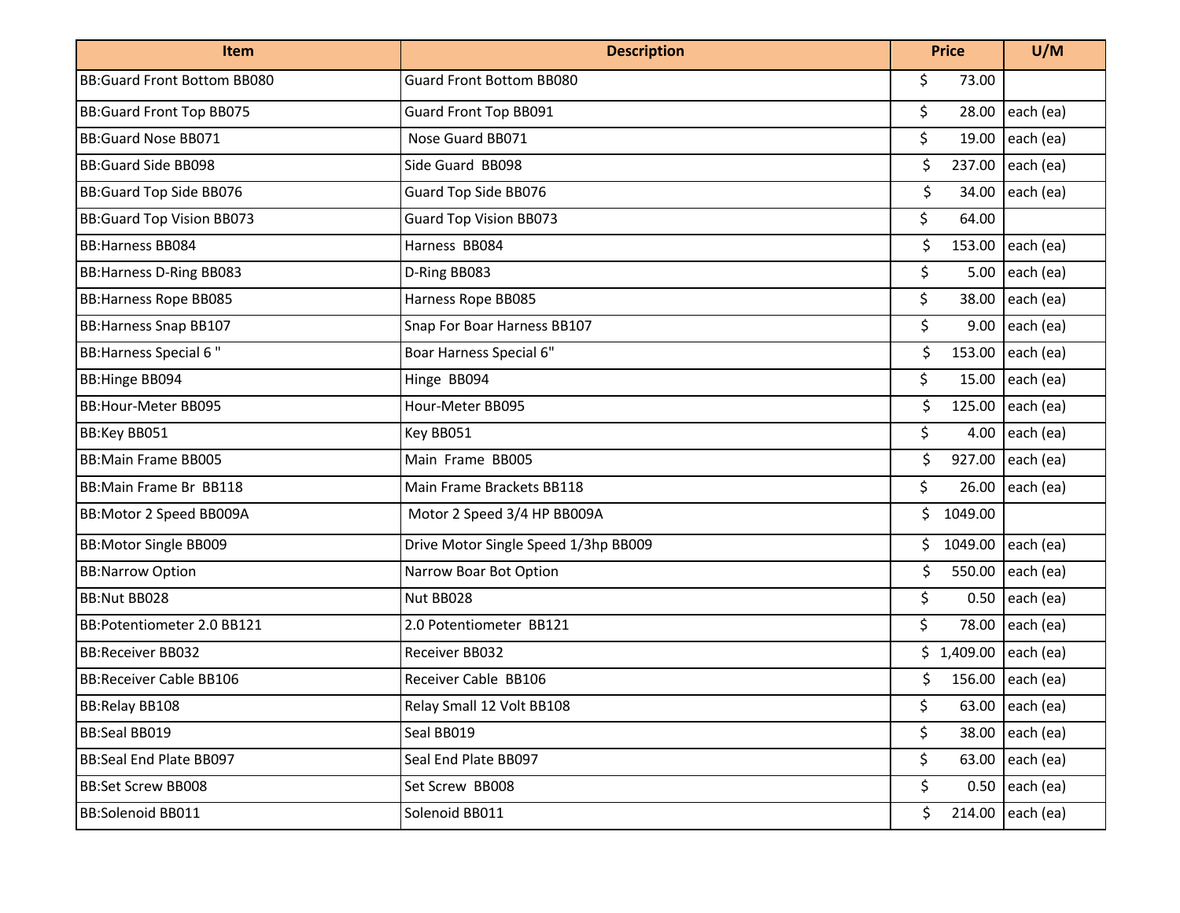| Item | Description | Price | U/M |
|---|---|---|---|
| BB:Guard Front Bottom BB080 | Guard Front Bottom BB080 | $ 73.00 | |
| BB:Guard Front Top BB075 | Guard Front Top BB091 | $ 28.00 | each (ea) |
| BB:Guard Nose BB071 | Nose Guard BB071 | $ 19.00 | each (ea) |
| BB:Guard Side BB098 | Side Guard BB098 | $ 237.00 | each (ea) |
| BB:Guard Top Side BB076 | Guard Top Side BB076 | $ 34.00 | each (ea) |
| BB:Guard Top Vision BB073 | Guard Top Vision BB073 | $ 64.00 | |
| BB:Harness BB084 | Harness BB084 | $ 153.00 | each (ea) |
| BB:Harness D-Ring BB083 | D-Ring BB083 | $ 5.00 | each (ea) |
| BB:Harness Rope BB085 | Harness Rope BB085 | $ 38.00 | each (ea) |
| BB:Harness Snap BB107 | Snap For Boar Harness BB107 | $ 9.00 | each (ea) |
| BB:Harness Special 6 " | Boar Harness Special 6" | $ 153.00 | each (ea) |
| BB:Hinge BB094 | Hinge BB094 | $ 15.00 | each (ea) |
| BB:Hour-Meter BB095 | Hour-Meter BB095 | $ 125.00 | each (ea) |
| BB:Key BB051 | Key BB051 | $ 4.00 | each (ea) |
| BB:Main Frame BB005 | Main Frame BB005 | $ 927.00 | each (ea) |
| BB:Main Frame Br BB118 | Main Frame Brackets BB118 | $ 26.00 | each (ea) |
| BB:Motor 2 Speed BB009A | Motor 2 Speed 3/4 HP BB009A | $ 1049.00 | |
| BB:Motor Single BB009 | Drive Motor Single Speed 1/3hp BB009 | $ 1049.00 | each (ea) |
| BB:Narrow Option | Narrow Boar Bot Option | $ 550.00 | each (ea) |
| BB:Nut BB028 | Nut BB028 | $ 0.50 | each (ea) |
| BB:Potentiometer 2.0 BB121 | 2.0 Potentiometer BB121 | $ 78.00 | each (ea) |
| BB:Receiver BB032 | Receiver BB032 | $ 1,409.00 | each (ea) |
| BB:Receiver Cable BB106 | Receiver Cable BB106 | $ 156.00 | each (ea) |
| BB:Relay BB108 | Relay Small 12 Volt BB108 | $ 63.00 | each (ea) |
| BB:Seal BB019 | Seal BB019 | $ 38.00 | each (ea) |
| BB:Seal End Plate BB097 | Seal End Plate BB097 | $ 63.00 | each (ea) |
| BB:Set Screw BB008 | Set Screw BB008 | $ 0.50 | each (ea) |
| BB:Solenoid BB011 | Solenoid BB011 | $ 214.00 | each (ea) |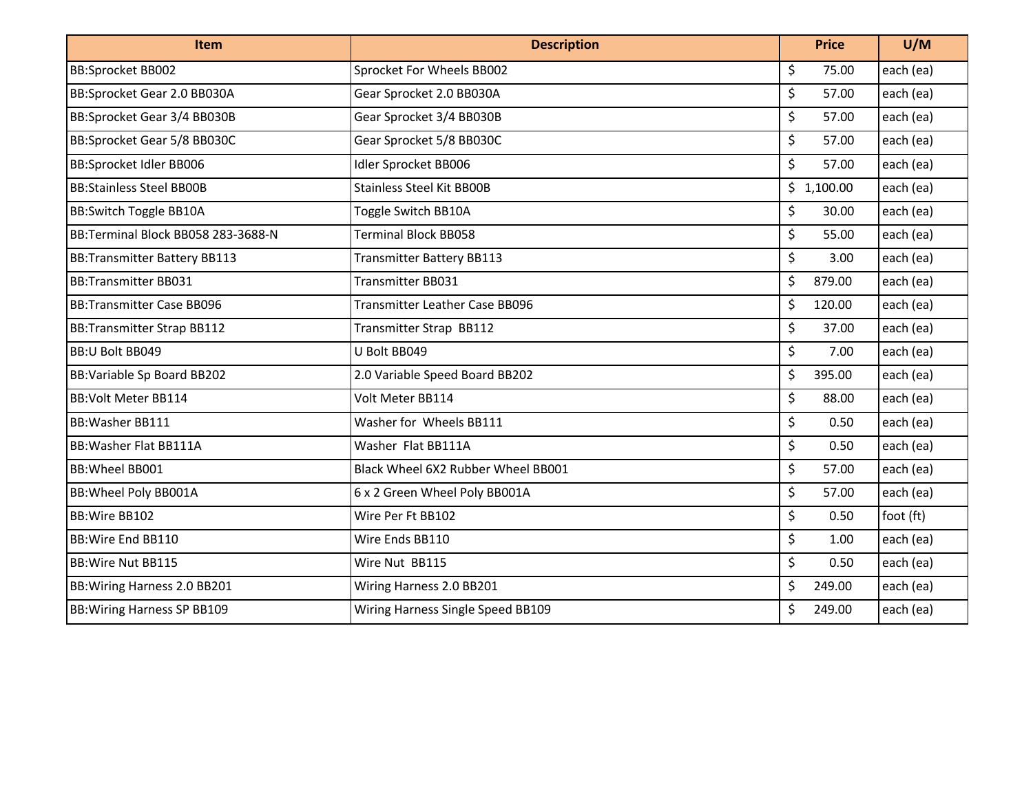| Item | Description | Price | U/M |
|---|---|---|---|
| BB:Sprocket BB002 | Sprocket For Wheels BB002 | $ 75.00 | each (ea) |
| BB:Sprocket Gear 2.0 BB030A | Gear Sprocket 2.0 BB030A | $ 57.00 | each (ea) |
| BB:Sprocket Gear 3/4 BB030B | Gear Sprocket 3/4 BB030B | $ 57.00 | each (ea) |
| BB:Sprocket Gear 5/8 BB030C | Gear Sprocket 5/8 BB030C | $ 57.00 | each (ea) |
| BB:Sprocket Idler BB006 | Idler Sprocket BB006 | $ 57.00 | each (ea) |
| BB:Stainless Steel BB00B | Stainless Steel Kit BB00B | $ 1,100.00 | each (ea) |
| BB:Switch Toggle BB10A | Toggle Switch BB10A | $ 30.00 | each (ea) |
| BB:Terminal Block BB058 283-3688-N | Terminal Block BB058 | $ 55.00 | each (ea) |
| BB:Transmitter Battery BB113 | Transmitter Battery BB113 | $ 3.00 | each (ea) |
| BB:Transmitter BB031 | Transmitter BB031 | $ 879.00 | each (ea) |
| BB:Transmitter Case BB096 | Transmitter Leather Case BB096 | $ 120.00 | each (ea) |
| BB:Transmitter Strap BB112 | Transmitter Strap BB112 | $ 37.00 | each (ea) |
| BB:U Bolt BB049 | U Bolt BB049 | $ 7.00 | each (ea) |
| BB:Variable Sp Board BB202 | 2.0 Variable Speed Board BB202 | $ 395.00 | each (ea) |
| BB:Volt Meter BB114 | Volt Meter BB114 | $ 88.00 | each (ea) |
| BB:Washer BB111 | Washer for Wheels BB111 | $ 0.50 | each (ea) |
| BB:Washer Flat BB111A | Washer Flat BB111A | $ 0.50 | each (ea) |
| BB:Wheel BB001 | Black Wheel 6X2 Rubber Wheel BB001 | $ 57.00 | each (ea) |
| BB:Wheel Poly BB001A | 6 x 2 Green Wheel Poly BB001A | $ 57.00 | each (ea) |
| BB:Wire BB102 | Wire Per Ft BB102 | $ 0.50 | foot (ft) |
| BB:Wire End BB110 | Wire Ends BB110 | $ 1.00 | each (ea) |
| BB:Wire Nut BB115 | Wire Nut BB115 | $ 0.50 | each (ea) |
| BB:Wiring Harness 2.0 BB201 | Wiring Harness 2.0 BB201 | $ 249.00 | each (ea) |
| BB:Wiring Harness SP BB109 | Wiring Harness Single Speed BB109 | $ 249.00 | each (ea) |